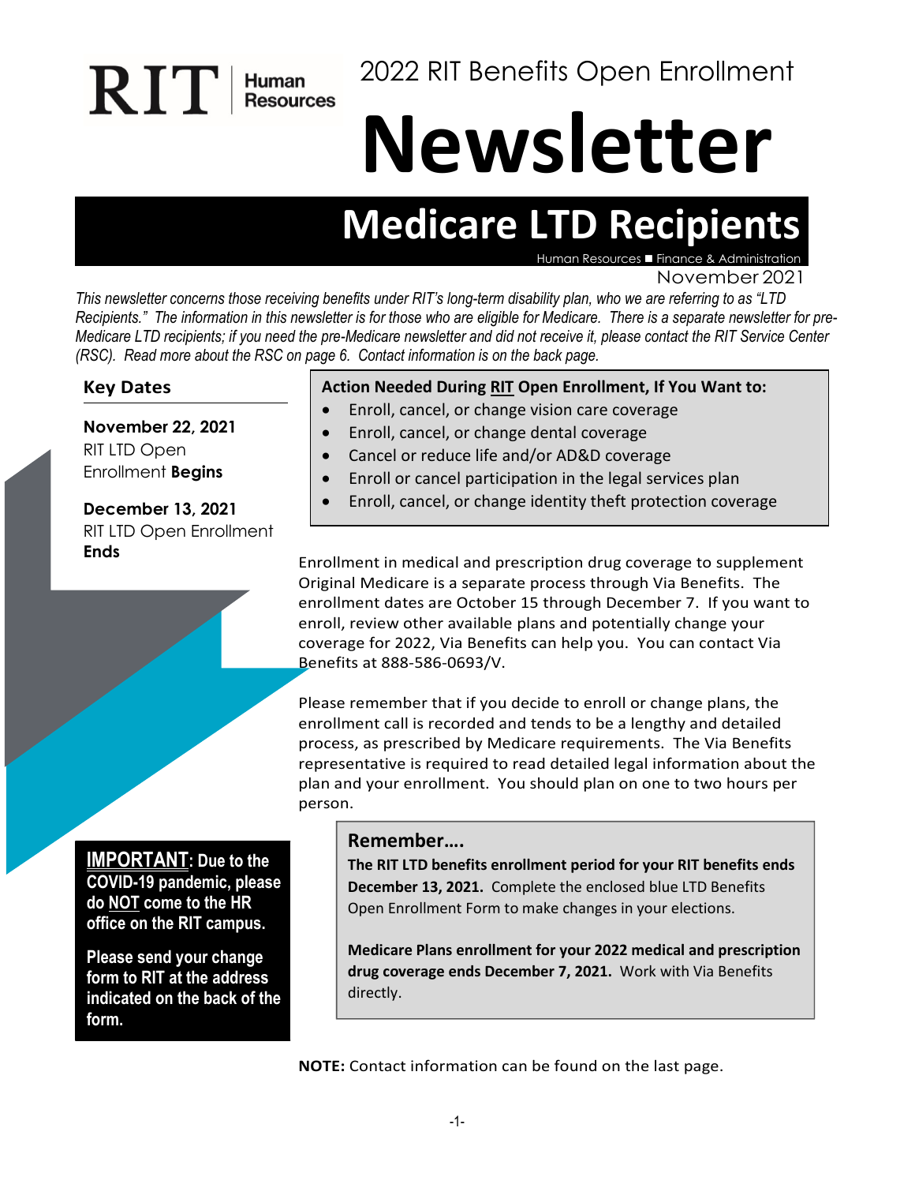RIT | Human Resources

2022 RIT Benefits Open Enrollment

# Newsletter

## Medicare LTD Recipients

Human Resources ■ Finance & Administration

November 2021

*This newsletter concerns those receiving benefits under RIT's long-term disability plan, who we are referring to as "LTD Recipients." The information in this newsletter is for those who are eligible for Medicare. There is a separate newsletter for pre-Medicare LTD recipients; if you need the pre-Medicare newsletter and did not receive it, please contact the RIT Service Center (RSC). Read more about the RSC on page 6. Contact information is on the back page.*

### Key Dates

**November 22, 2021**
RIT LTD Open Enrollment **Begins**

**December 13, 2021**
RIT LTD Open Enrollment **Ends**

**Action Needed During RIT Open Enrollment, If You Want to:**

- Enroll, cancel, or change vision care coverage
- Enroll, cancel, or change dental coverage
- Cancel or reduce life and/or AD&D coverage
- Enroll or cancel participation in the legal services plan
- Enroll, cancel, or change identity theft protection coverage

Enrollment in medical and prescription drug coverage to supplement Original Medicare is a separate process through Via Benefits. The enrollment dates are October 15 through December 7. If you want to enroll, review other available plans and potentially change your coverage for 2022, Via Benefits can help you. You can contact Via Benefits at 888-586-0693/V.

Please remember that if you decide to enroll or change plans, the enrollment call is recorded and tends to be a lengthy and detailed process, as prescribed by Medicare requirements. The Via Benefits representative is required to read detailed legal information about the plan and your enrollment. You should plan on one to two hours per person.

**IMPORTANT: Due to the COVID-19 pandemic, please do NOT come to the HR office on the RIT campus.**

**Please send your change form to RIT at the address indicated on the back of the form.**

### Remember….

**The RIT LTD benefits enrollment period for your RIT benefits ends December 13, 2021.** Complete the enclosed blue LTD Benefits Open Enrollment Form to make changes in your elections.

**Medicare Plans enrollment for your 2022 medical and prescription drug coverage ends December 7, 2021.** Work with Via Benefits directly.

**NOTE:** Contact information can be found on the last page.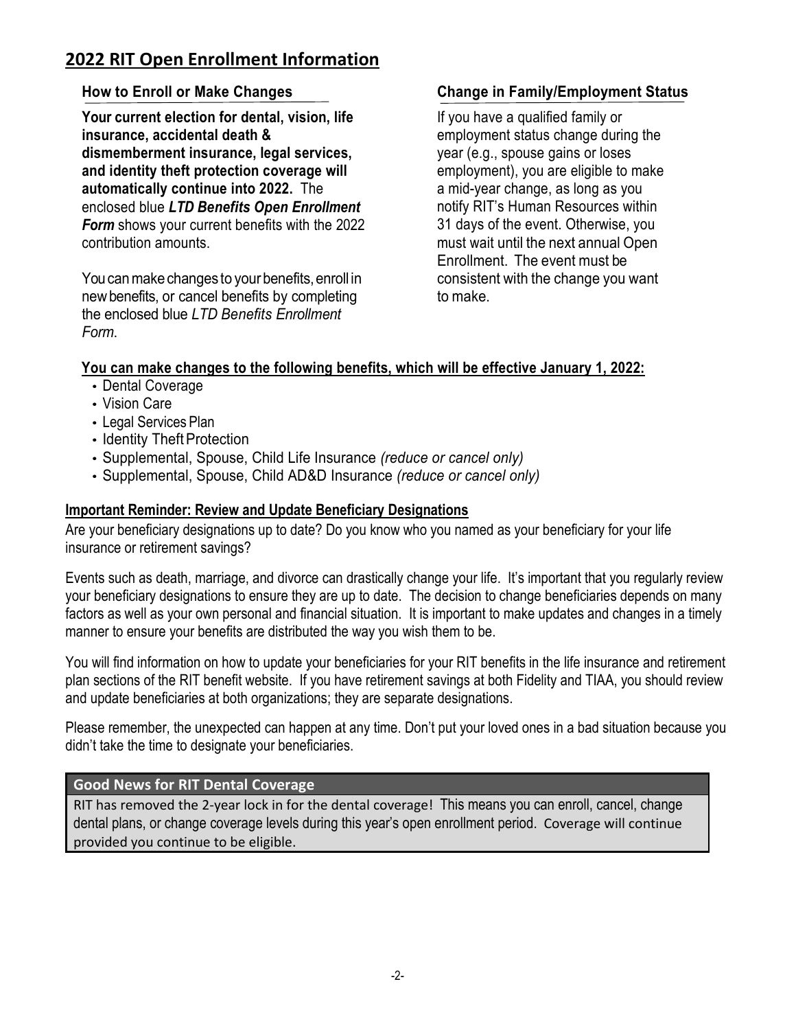# 2022 RIT Open Enrollment Information

## How to Enroll or Make Changes

**Your current election for dental, vision, life insurance, accidental death & dismemberment insurance, legal services, and identity theft protection coverage will automatically continue into 2022.** The enclosed blue ***LTD Benefits Open Enrollment Form*** shows your current benefits with the 2022 contribution amounts.

You can make changes to your benefits, enroll in new benefits, or cancel benefits by completing the enclosed blue *LTD Benefits Enrollment Form*.

## Change in Family/Employment Status

If you have a qualified family or employment status change during the year (e.g., spouse gains or loses employment), you are eligible to make a mid-year change, as long as you notify RIT's Human Resources within 31 days of the event. Otherwise, you must wait until the next annual Open Enrollment. The event must be consistent with the change you want to make.

**You can make changes to the following benefits, which will be effective January 1, 2022:**

- Dental Coverage
- Vision Care
- Legal Services Plan
- Identity Theft Protection
- Supplemental, Spouse, Child Life Insurance *(reduce or cancel only)*
- Supplemental, Spouse, Child AD&D Insurance *(reduce or cancel only)*

**Important Reminder: Review and Update Beneficiary Designations**

Are your beneficiary designations up to date? Do you know who you named as your beneficiary for your life insurance or retirement savings?

Events such as death, marriage, and divorce can drastically change your life. It's important that you regularly review your beneficiary designations to ensure they are up to date. The decision to change beneficiaries depends on many factors as well as your own personal and financial situation. It is important to make updates and changes in a timely manner to ensure your benefits are distributed the way you wish them to be.

You will find information on how to update your beneficiaries for your RIT benefits in the life insurance and retirement plan sections of the RIT benefit website. If you have retirement savings at both Fidelity and TIAA, you should review and update beneficiaries at both organizations; they are separate designations.

Please remember, the unexpected can happen at any time. Don't put your loved ones in a bad situation because you didn't take the time to designate your beneficiaries.

**Good News for RIT Dental Coverage**

RIT has removed the 2-year lock in for the dental coverage! This means you can enroll, cancel, change dental plans, or change coverage levels during this year's open enrollment period. Coverage will continue provided you continue to be eligible.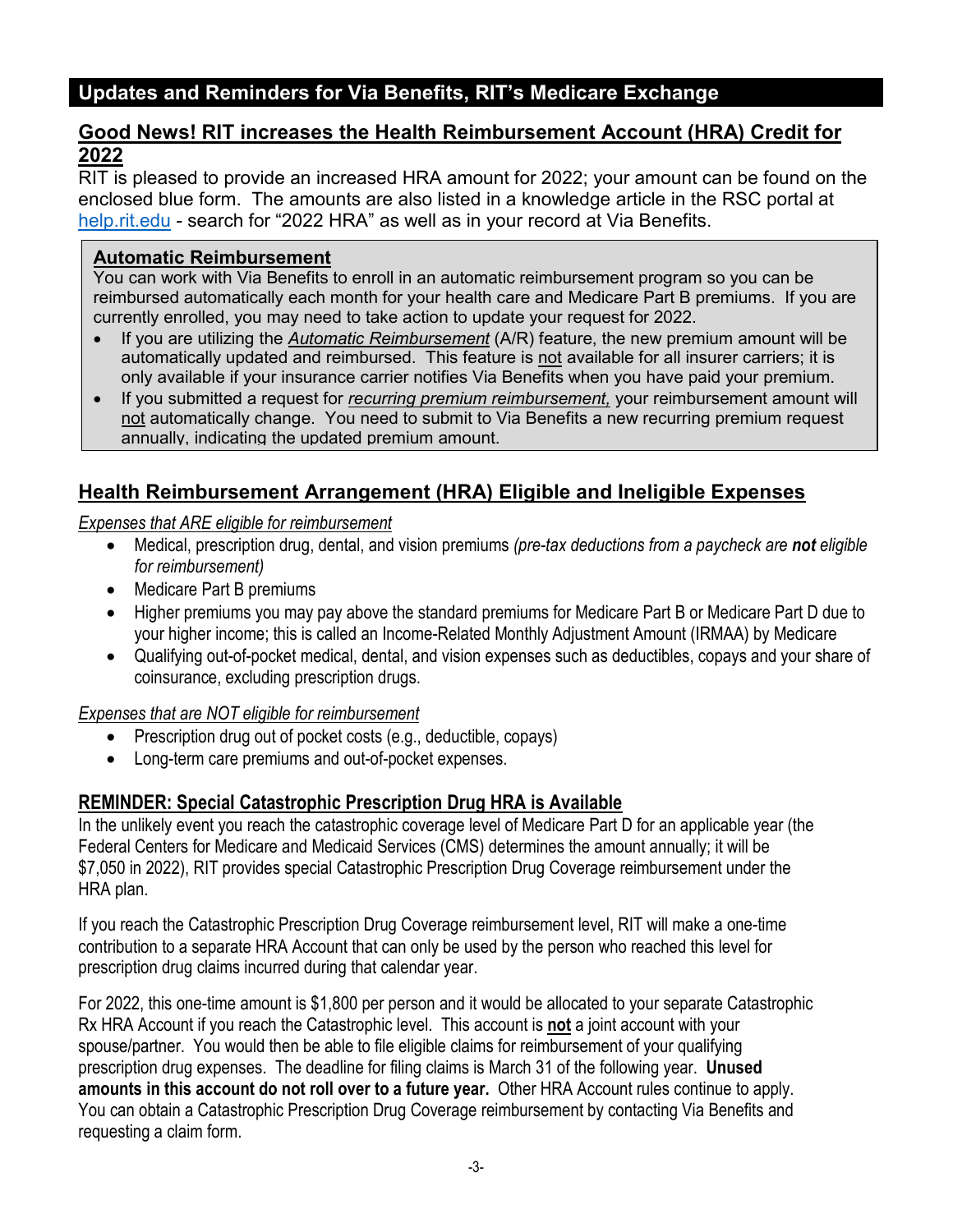# Updates and Reminders for Via Benefits, RIT's Medicare Exchange

## Good News! RIT increases the Health Reimbursement Account (HRA) Credit for 2022

RIT is pleased to provide an increased HRA amount for 2022; your amount can be found on the enclosed blue form. The amounts are also listed in a knowledge article in the RSC portal at help.rit.edu - search for "2022 HRA" as well as in your record at Via Benefits.

> **Automatic Reimbursement**
>
> You can work with Via Benefits to enroll in an automatic reimbursement program so you can be reimbursed automatically each month for your health care and Medicare Part B premiums. If you are currently enrolled, you may need to take action to update your request for 2022.
>
> - If you are utilizing the *Automatic Reimbursement* (A/R) feature, the new premium amount will be automatically updated and reimbursed. This feature is not available for all insurer carriers; it is only available if your insurance carrier notifies Via Benefits when you have paid your premium.
> - If you submitted a request for *recurring premium reimbursement,* your reimbursement amount will not automatically change. You need to submit to Via Benefits a new recurring premium request annually, indicating the updated premium amount.

## Health Reimbursement Arrangement (HRA) Eligible and Ineligible Expenses

*Expenses that ARE eligible for reimbursement*

- Medical, prescription drug, dental, and vision premiums *(pre-tax deductions from a paycheck are **not** eligible for reimbursement)*
- Medicare Part B premiums
- Higher premiums you may pay above the standard premiums for Medicare Part B or Medicare Part D due to your higher income; this is called an Income-Related Monthly Adjustment Amount (IRMAA) by Medicare
- Qualifying out-of-pocket medical, dental, and vision expenses such as deductibles, copays and your share of coinsurance, excluding prescription drugs.

*Expenses that are NOT eligible for reimbursement*

- Prescription drug out of pocket costs (e.g., deductible, copays)
- Long-term care premiums and out-of-pocket expenses.

### REMINDER: Special Catastrophic Prescription Drug HRA is Available

In the unlikely event you reach the catastrophic coverage level of Medicare Part D for an applicable year (the Federal Centers for Medicare and Medicaid Services (CMS) determines the amount annually; it will be $7,050 in 2022), RIT provides special Catastrophic Prescription Drug Coverage reimbursement under the HRA plan.

If you reach the Catastrophic Prescription Drug Coverage reimbursement level, RIT will make a one-time contribution to a separate HRA Account that can only be used by the person who reached this level for prescription drug claims incurred during that calendar year.

For 2022, this one-time amount is $1,800 per person and it would be allocated to your separate Catastrophic Rx HRA Account if you reach the Catastrophic level. This account is **not** a joint account with your spouse/partner. You would then be able to file eligible claims for reimbursement of your qualifying prescription drug expenses. The deadline for filing claims is March 31 of the following year. **Unused amounts in this account do not roll over to a future year.** Other HRA Account rules continue to apply. You can obtain a Catastrophic Prescription Drug Coverage reimbursement by contacting Via Benefits and requesting a claim form.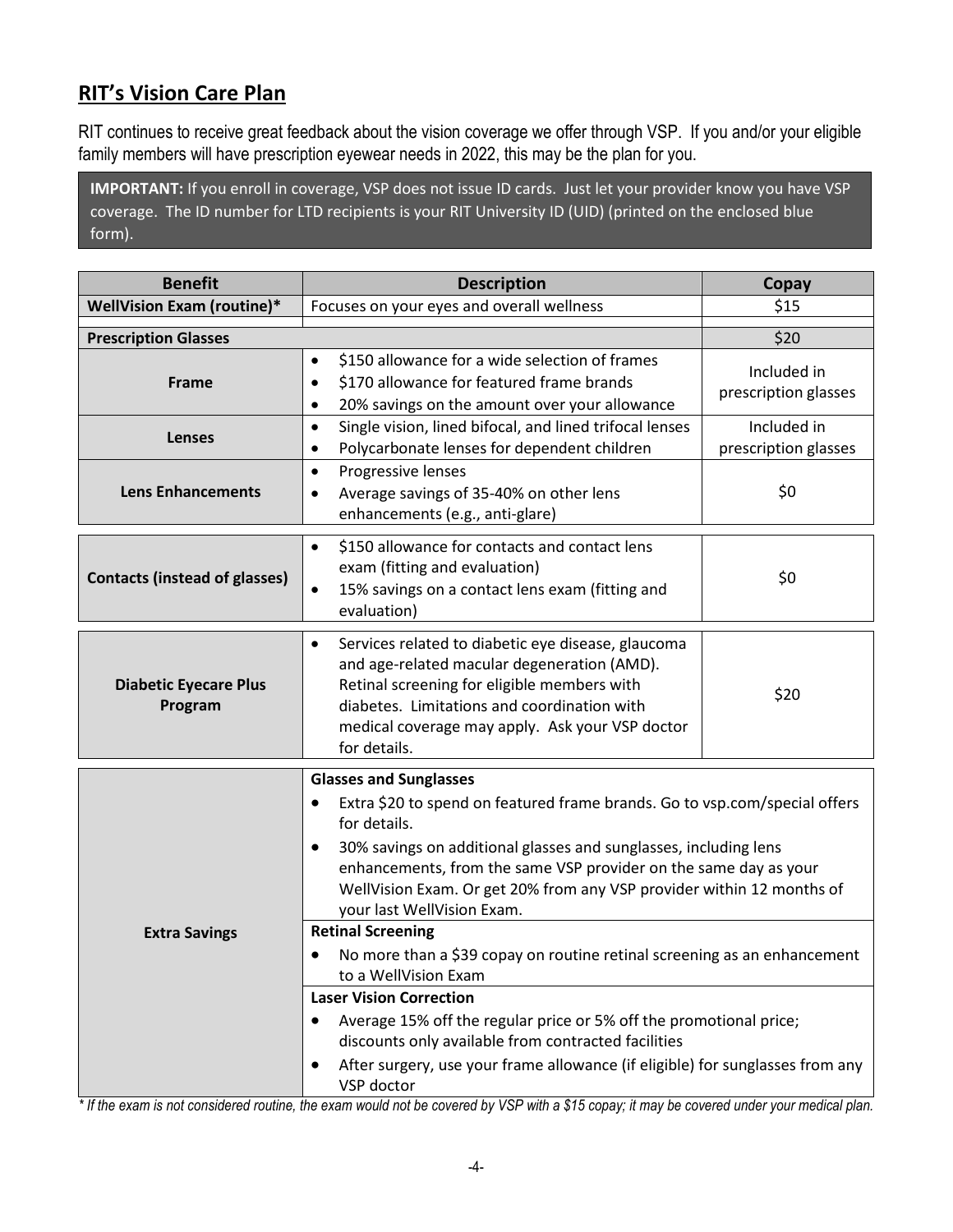## **RIT's Vision Care Plan**

RIT continues to receive great feedback about the vision coverage we offer through VSP. If you and/or your eligible family members will have prescription eyewear needs in 2022, this may be the plan for you.

**IMPORTANT:** If you enroll in coverage, VSP does not issue ID cards. Just let your provider know you have VSP coverage. The ID number for LTD recipients is your RIT University ID (UID) (printed on the enclosed blue form).

| Benefit | Description | Copay |
|---|---|---|
| **WellVision Exam (routine)*** | Focuses on your eyes and overall wellness | $15 |
| **Prescription Glasses** | | $20 |
| **Frame** | • $150 allowance for a wide selection of frames<br>• $170 allowance for featured frame brands<br>• 20% savings on the amount over your allowance | Included in prescription glasses |
| **Lenses** | • Single vision, lined bifocal, and lined trifocal lenses<br>• Polycarbonate lenses for dependent children | Included in prescription glasses |
| **Lens Enhancements** | • Progressive lenses<br>• Average savings of 35-40% on other lens enhancements (e.g., anti-glare) | $0 |
| **Contacts (instead of glasses)** | • $150 allowance for contacts and contact lens exam (fitting and evaluation)<br>• 15% savings on a contact lens exam (fitting and evaluation) | $0 |
| **Diabetic Eyecare Plus Program** | • Services related to diabetic eye disease, glaucoma and age-related macular degeneration (AMD). Retinal screening for eligible members with diabetes. Limitations and coordination with medical coverage may apply. Ask your VSP doctor for details. | $20 |
| **Extra Savings** | **Glasses and Sunglasses**<br>• Extra $20 to spend on featured frame brands. Go to vsp.com/special offers for details.<br>• 30% savings on additional glasses and sunglasses, including lens enhancements, from the same VSP provider on the same day as your WellVision Exam. Or get 20% from any VSP provider within 12 months of your last WellVision Exam.<br>**Retinal Screening**<br>• No more than a $39 copay on routine retinal screening as an enhancement to a WellVision Exam<br>**Laser Vision Correction**<br>• Average 15% off the regular price or 5% off the promotional price; discounts only available from contracted facilities<br>• After surgery, use your frame allowance (if eligible) for sunglasses from any VSP doctor | |

*\* If the exam is not considered routine, the exam would not be covered by VSP with a $15 copay; it may be covered under your medical plan.*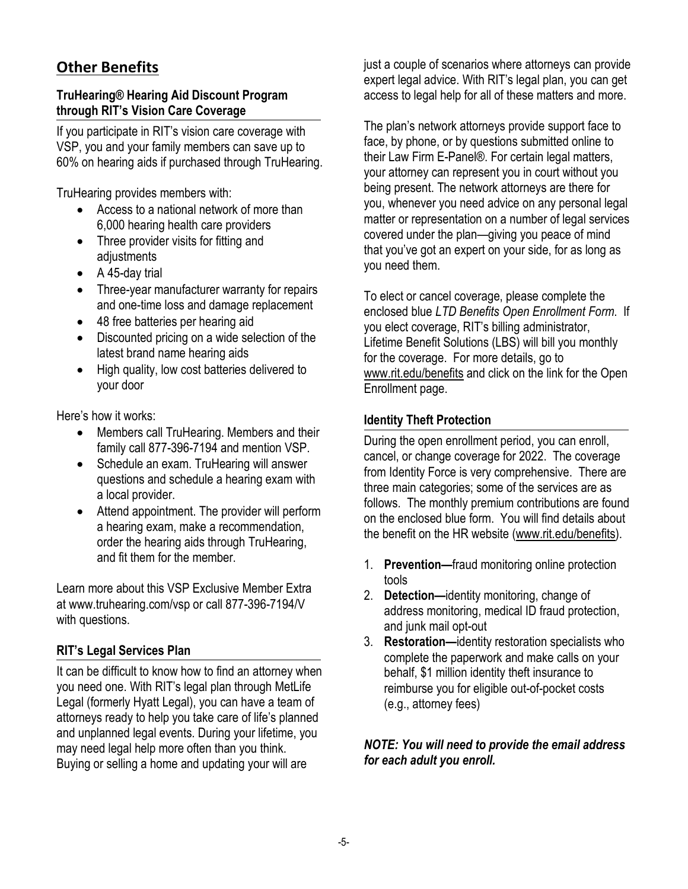## Other Benefits

### TruHearing® Hearing Aid Discount Program through RIT's Vision Care Coverage

If you participate in RIT's vision care coverage with VSP, you and your family members can save up to 60% on hearing aids if purchased through TruHearing.

TruHearing provides members with:

- Access to a national network of more than 6,000 hearing health care providers
- Three provider visits for fitting and adjustments
- A 45-day trial
- Three-year manufacturer warranty for repairs and one-time loss and damage replacement
- 48 free batteries per hearing aid
- Discounted pricing on a wide selection of the latest brand name hearing aids
- High quality, low cost batteries delivered to your door

Here's how it works:

- Members call TruHearing. Members and their family call 877-396-7194 and mention VSP.
- Schedule an exam. TruHearing will answer questions and schedule a hearing exam with a local provider.
- Attend appointment. The provider will perform a hearing exam, make a recommendation, order the hearing aids through TruHearing, and fit them for the member.

Learn more about this VSP Exclusive Member Extra at www.truhearing.com/vsp or call 877-396-7194/V with questions.

### RIT's Legal Services Plan

It can be difficult to know how to find an attorney when you need one. With RIT's legal plan through MetLife Legal (formerly Hyatt Legal), you can have a team of attorneys ready to help you take care of life's planned and unplanned legal events. During your lifetime, you may need legal help more often than you think. Buying or selling a home and updating your will are just a couple of scenarios where attorneys can provide expert legal advice. With RIT's legal plan, you can get access to legal help for all of these matters and more.

The plan's network attorneys provide support face to face, by phone, or by questions submitted online to their Law Firm E-Panel®. For certain legal matters, your attorney can represent you in court without you being present. The network attorneys are there for you, whenever you need advice on any personal legal matter or representation on a number of legal services covered under the plan—giving you peace of mind that you've got an expert on your side, for as long as you need them.

To elect or cancel coverage, please complete the enclosed blue *LTD Benefits Open Enrollment Form*. If you elect coverage, RIT's billing administrator, Lifetime Benefit Solutions (LBS) will bill you monthly for the coverage. For more details, go to www.rit.edu/benefits and click on the link for the Open Enrollment page.

### Identity Theft Protection

During the open enrollment period, you can enroll, cancel, or change coverage for 2022. The coverage from Identity Force is very comprehensive. There are three main categories; some of the services are as follows. The monthly premium contributions are found on the enclosed blue form. You will find details about the benefit on the HR website (www.rit.edu/benefits).

1. **Prevention—**fraud monitoring online protection tools
2. **Detection—**identity monitoring, change of address monitoring, medical ID fraud protection, and junk mail opt-out
3. **Restoration—**identity restoration specialists who complete the paperwork and make calls on your behalf, $1 million identity theft insurance to reimburse you for eligible out-of-pocket costs (e.g., attorney fees)

***NOTE: You will need to provide the email address for each adult you enroll.***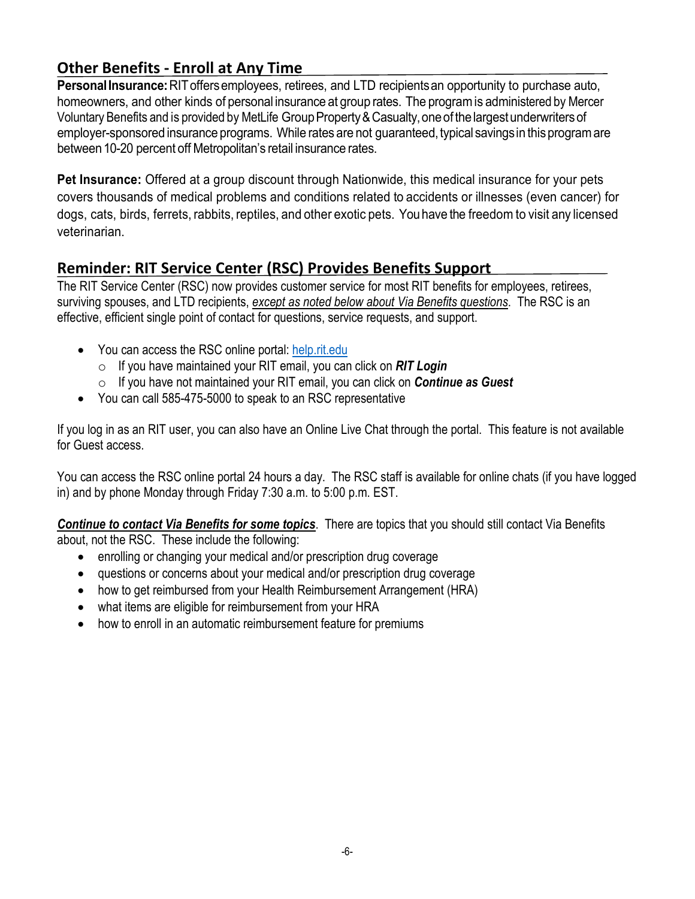## Other Benefits - Enroll at Any Time

**Personal Insurance:** RIT offers employees, retirees, and LTD recipients an opportunity to purchase auto, homeowners, and other kinds of personal insurance at group rates. The program is administered by Mercer Voluntary Benefits and is provided by MetLife Group Property & Casualty, one of the largest underwriters of employer-sponsored insurance programs. While rates are not guaranteed, typical savings in this program are between 10-20 percent off Metropolitan's retail insurance rates.

**Pet Insurance:** Offered at a group discount through Nationwide, this medical insurance for your pets covers thousands of medical problems and conditions related to accidents or illnesses (even cancer) for dogs, cats, birds, ferrets, rabbits, reptiles, and other exotic pets. You have the freedom to visit any licensed veterinarian.

## Reminder: RIT Service Center (RSC) Provides Benefits Support

The RIT Service Center (RSC) now provides customer service for most RIT benefits for employees, retirees, surviving spouses, and LTD recipients, *except as noted below about Via Benefits questions*. The RSC is an effective, efficient single point of contact for questions, service requests, and support.

- You can access the RSC online portal: [help.rit.edu](help.rit.edu)
  - If you have maintained your RIT email, you can click on ***RIT Login***
  - If you have not maintained your RIT email, you can click on ***Continue as Guest***
- You can call 585-475-5000 to speak to an RSC representative

If you log in as an RIT user, you can also have an Online Live Chat through the portal. This feature is not available for Guest access.

You can access the RSC online portal 24 hours a day. The RSC staff is available for online chats (if you have logged in) and by phone Monday through Friday 7:30 a.m. to 5:00 p.m. EST.

***Continue to contact Via Benefits for some topics***. There are topics that you should still contact Via Benefits about, not the RSC. These include the following:

- enrolling or changing your medical and/or prescription drug coverage
- questions or concerns about your medical and/or prescription drug coverage
- how to get reimbursed from your Health Reimbursement Arrangement (HRA)
- what items are eligible for reimbursement from your HRA
- how to enroll in an automatic reimbursement feature for premiums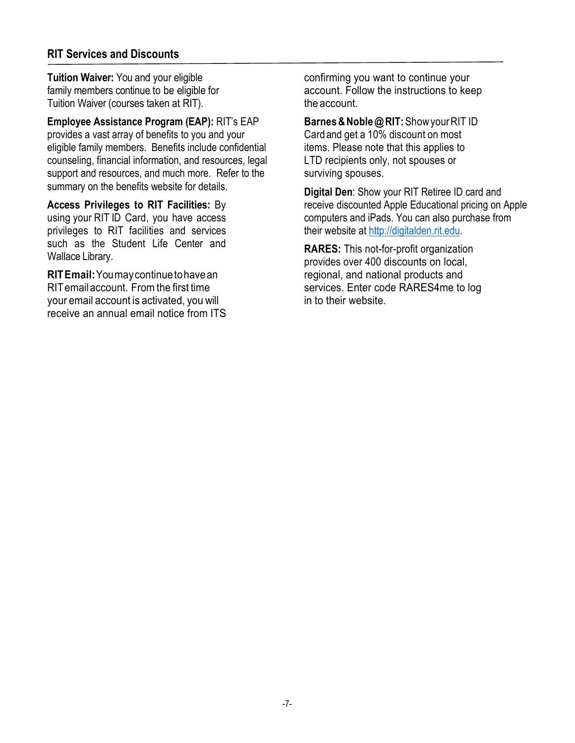## RIT Services and Discounts

**Tuition Waiver:** You and your eligible family members continue to be eligible for Tuition Waiver (courses taken at RIT).

**Employee Assistance Program (EAP):** RIT's EAP provides a vast array of benefits to you and your eligible family members. Benefits include confidential counseling, financial information, and resources, legal support and resources, and much more. Refer to the summary on the benefits website for details.

**Access Privileges to RIT Facilities:** By using your RIT ID Card, you have access privileges to RIT facilities and services such as the Student Life Center and Wallace Library.

**RIT Email:** You may continue to have an RIT email account. From the first time your email account is activated, you will receive an annual email notice from ITS confirming you want to continue your account. Follow the instructions to keep the account.

**Barnes & Noble @ RIT:** Show your RIT ID Card and get a 10% discount on most items. Please note that this applies to LTD recipients only, not spouses or surviving spouses.

**Digital Den**: Show your RIT Retiree ID card and receive discounted Apple Educational pricing on Apple computers and iPads. You can also purchase from their website at http://digitalden.rit.edu.

**RARES:** This not-for-profit organization provides over 400 discounts on local, regional, and national products and services. Enter code RARES4me to log in to their website.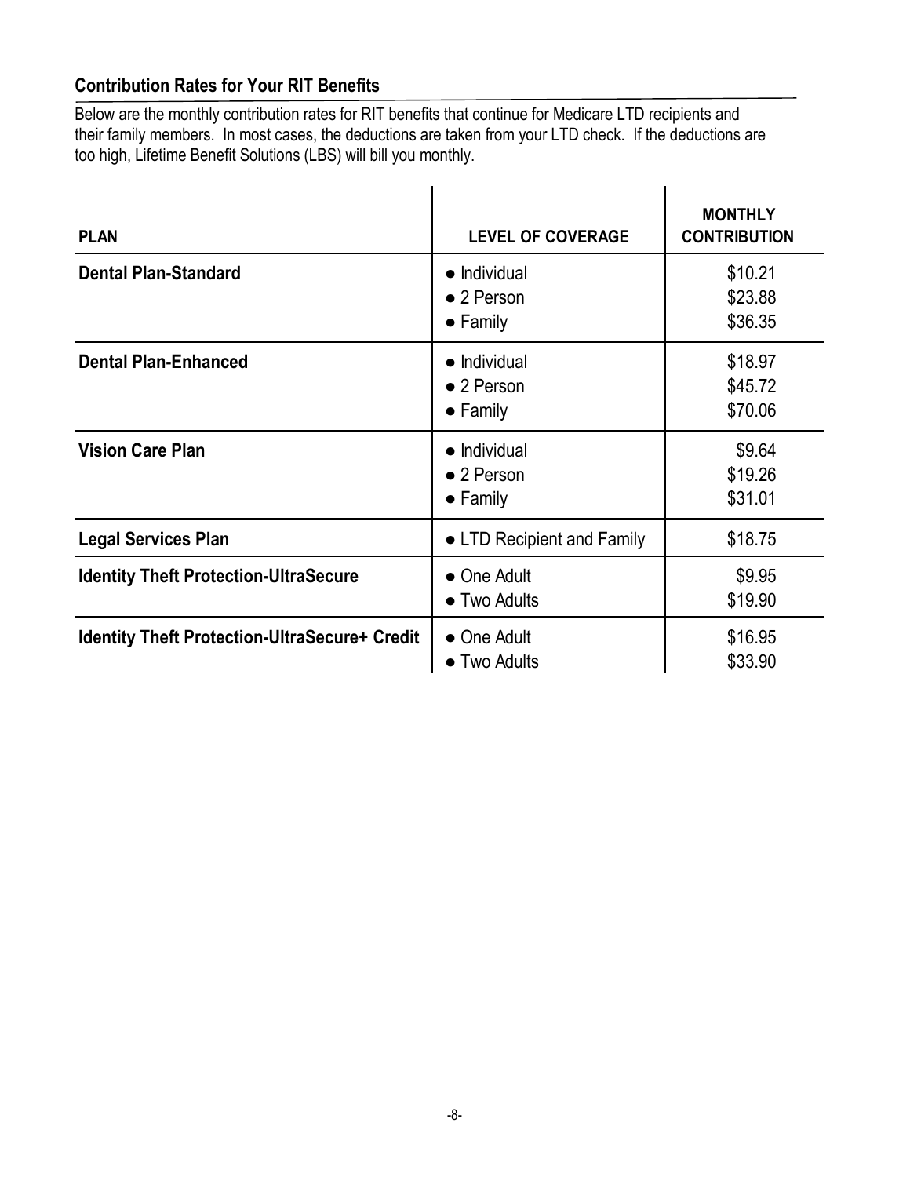## Contribution Rates for Your RIT Benefits

Below are the monthly contribution rates for RIT benefits that continue for Medicare LTD recipients and their family members. In most cases, the deductions are taken from your LTD check. If the deductions are too high, Lifetime Benefit Solutions (LBS) will bill you monthly.

| PLAN | LEVEL OF COVERAGE | MONTHLY CONTRIBUTION |
|---|---|---|
| **Dental Plan-Standard** | ● Individual<br>● 2 Person<br>● Family | $10.21<br>$23.88<br>$36.35 |
| **Dental Plan-Enhanced** | ● Individual<br>● 2 Person<br>● Family | $18.97<br>$45.72<br>$70.06 |
| **Vision Care Plan** | ● Individual<br>● 2 Person<br>● Family | $9.64<br>$19.26<br>$31.01 |
| **Legal Services Plan** | ● LTD Recipient and Family | $18.75 |
| **Identity Theft Protection-UltraSecure** | ● One Adult<br>● Two Adults | $9.95<br>$19.90 |
| **Identity Theft Protection-UltraSecure+ Credit** | ● One Adult<br>● Two Adults | $16.95<br>$33.90 |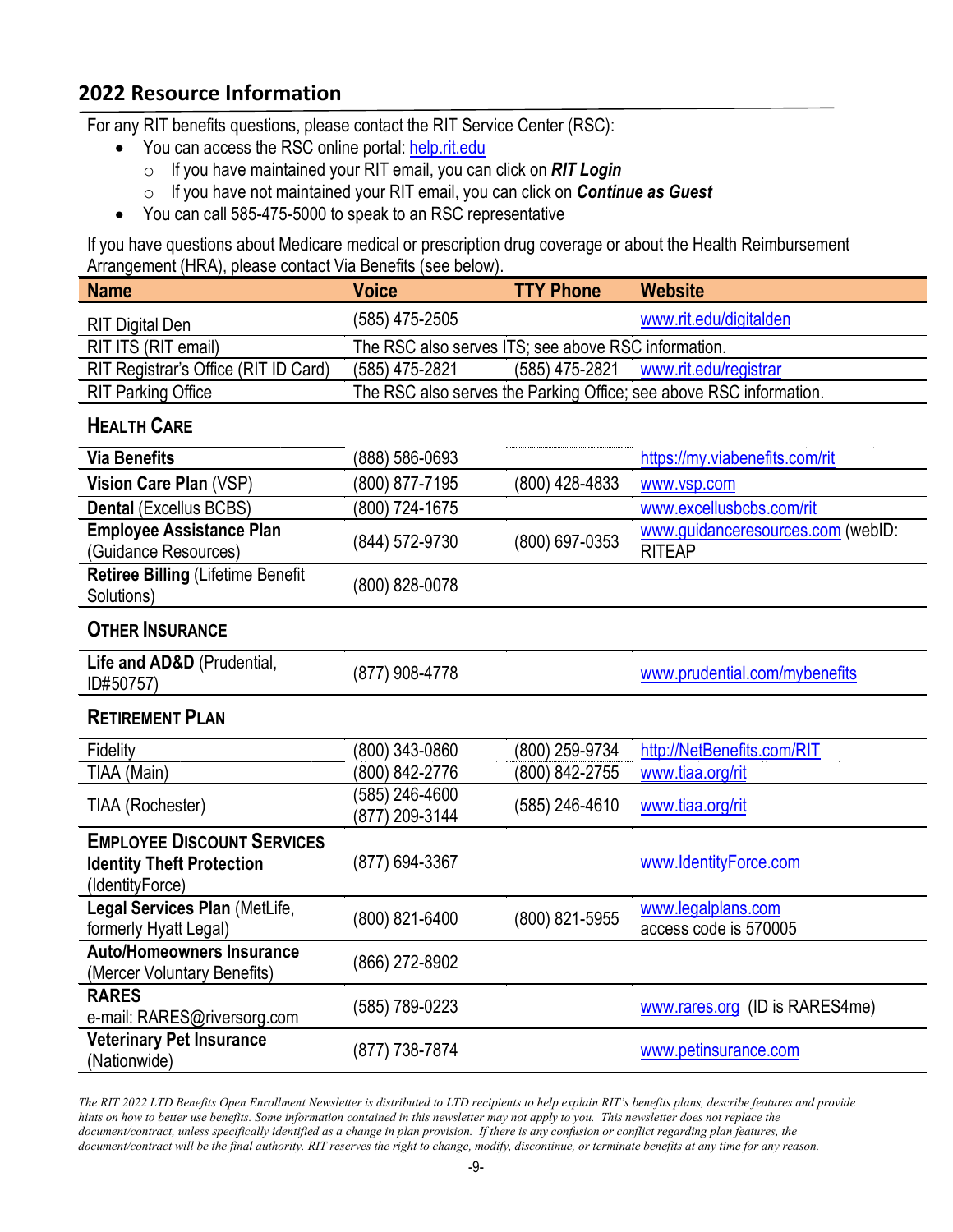## 2022 Resource Information

For any RIT benefits questions, please contact the RIT Service Center (RSC):

- You can access the RSC online portal: help.rit.edu
  - If you have maintained your RIT email, you can click on ***RIT Login***
  - If you have not maintained your RIT email, you can click on ***Continue as Guest***
- You can call 585-475-5000 to speak to an RSC representative

If you have questions about Medicare medical or prescription drug coverage or about the Health Reimbursement Arrangement (HRA), please contact Via Benefits (see below).

| Name | Voice | TTY Phone | Website |
|---|---|---|---|
| RIT Digital Den | (585) 475-2505 | | www.rit.edu/digitalden |
| RIT ITS (RIT email) | The RSC also serves ITS; see above RSC information. | | |
| RIT Registrar's Office (RIT ID Card) | (585) 475-2821 | (585) 475-2821 | www.rit.edu/registrar |
| RIT Parking Office | The RSC also serves the Parking Office; see above RSC information. | | |
| **HEALTH CARE** | | | |
| **Via Benefits** | (888) 586-0693 | | https://my.viabenefits.com/rit |
| **Vision Care Plan** (VSP) | (800) 877-7195 | (800) 428-4833 | www.vsp.com |
| **Dental** (Excellus BCBS) | (800) 724-1675 | | www.excellusbcbs.com/rit |
| **Employee Assistance Plan** (Guidance Resources) | (844) 572-9730 | (800) 697-0353 | www.guidanceresources.com (webID: RITEAP |
| **Retiree Billing** (Lifetime Benefit Solutions) | (800) 828-0078 | | |
| **OTHER INSURANCE** | | | |
| **Life and AD&D** (Prudential, ID#50757) | (877) 908-4778 | | www.prudential.com/mybenefits |
| **RETIREMENT PLAN** | | | |
| Fidelity | (800) 343-0860 | (800) 259-9734 | http://NetBenefits.com/RIT |
| TIAA (Main) | (800) 842-2776 | (800) 842-2755 | www.tiaa.org/rit |
| TIAA (Rochester) | (585) 246-4600<br>(877) 209-3144 | (585) 246-4610 | www.tiaa.org/rit |
| **EMPLOYEE DISCOUNT SERVICES**<br>**Identity Theft Protection** (IdentityForce) | (877) 694-3367 | | www.IdentityForce.com |
| **Legal Services Plan** (MetLife, formerly Hyatt Legal) | (800) 821-6400 | (800) 821-5955 | www.legalplans.com<br>access code is 570005 |
| **Auto/Homeowners Insurance** (Mercer Voluntary Benefits) | (866) 272-8902 | | |
| **RARES**<br>e-mail: RARES@riversorg.com | (585) 789-0223 | | www.rares.org (ID is RARES4me) |
| **Veterinary Pet Insurance** (Nationwide) | (877) 738-7874 | | www.petinsurance.com |

*The RIT 2022 LTD Benefits Open Enrollment Newsletter is distributed to LTD recipients to help explain RIT's benefits plans, describe features and provide hints on how to better use benefits. Some information contained in this newsletter may not apply to you. This newsletter does not replace the document/contract, unless specifically identified as a change in plan provision. If there is any confusion or conflict regarding plan features, the document/contract will be the final authority. RIT reserves the right to change, modify, discontinue, or terminate benefits at any time for any reason.*